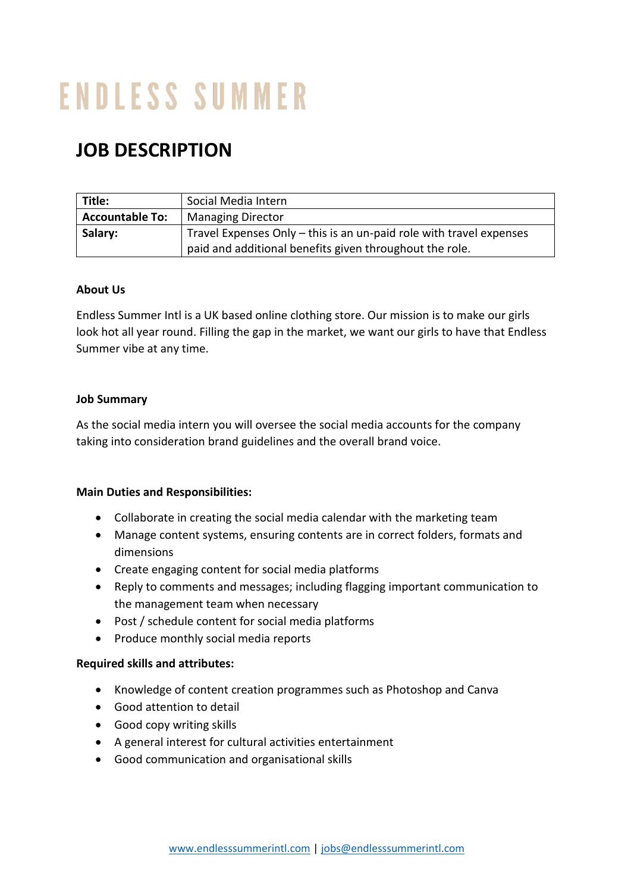# ENDLESS SUMMER

## JOB DESCRIPTION

| **Title:** | Social Media Intern |
|---|---|
| **Accountable To:** | Managing Director |
| **Salary:** | Travel Expenses Only – this is an un-paid role with travel expenses paid and additional benefits given throughout the role. |

**About Us**

Endless Summer Intl is a UK based online clothing store. Our mission is to make our girls look hot all year round. Filling the gap in the market, we want our girls to have that Endless Summer vibe at any time.

**Job Summary**

As the social media intern you will oversee the social media accounts for the company taking into consideration brand guidelines and the overall brand voice.

**Main Duties and Responsibilities:**

- Collaborate in creating the social media calendar with the marketing team
- Manage content systems, ensuring contents are in correct folders, formats and dimensions
- Create engaging content for social media platforms
- Reply to comments and messages; including flagging important communication to the management team when necessary
- Post / schedule content for social media platforms
- Produce monthly social media reports

**Required skills and attributes:**

- Knowledge of content creation programmes such as Photoshop and Canva
- Good attention to detail
- Good copy writing skills
- A general interest for cultural activities entertainment
- Good communication and organisational skills

www.endlesssummerintl.com | jobs@endlesssummerintl.com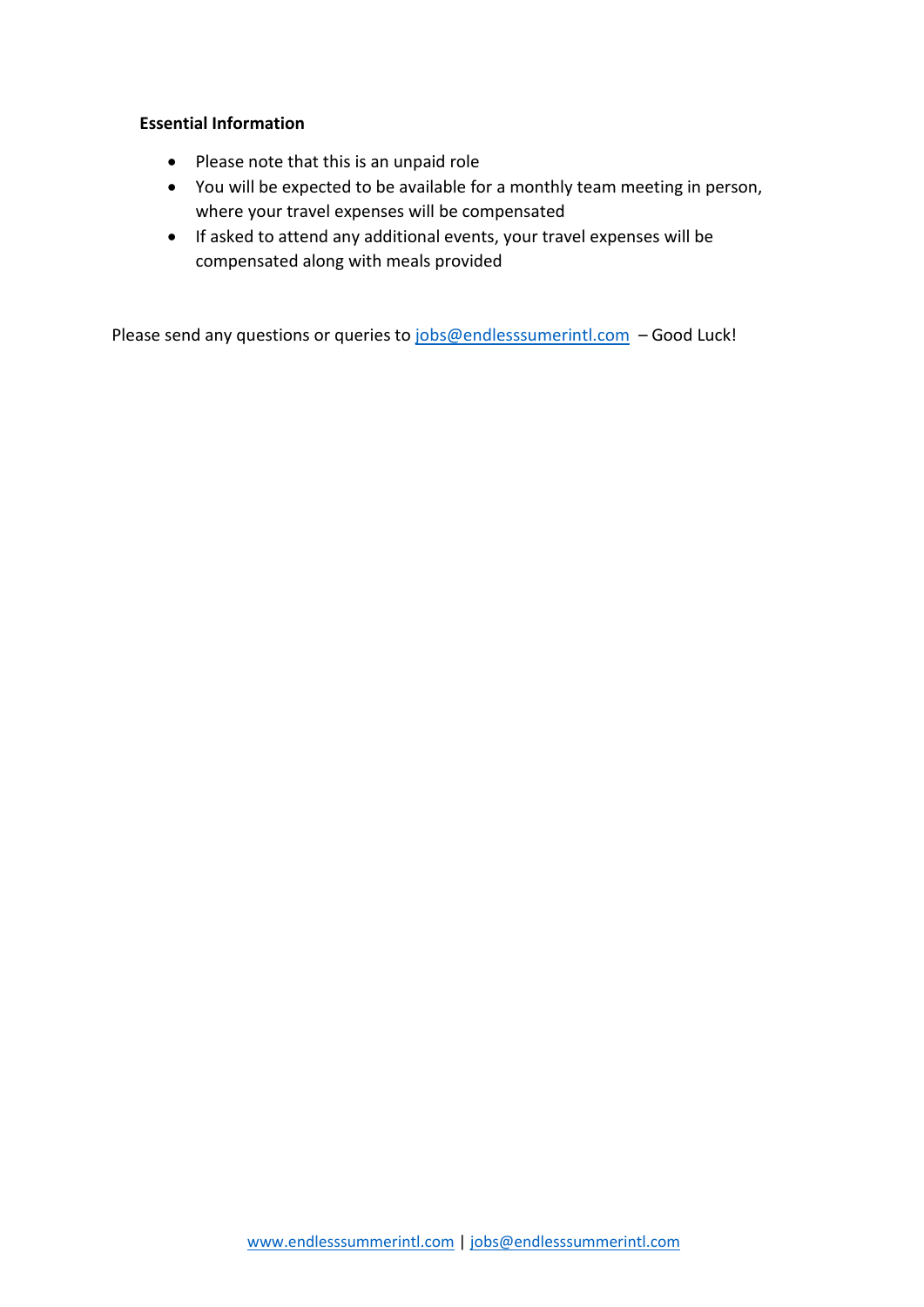**Essential Information**

- Please note that this is an unpaid role
- You will be expected to be available for a monthly team meeting in person, where your travel expenses will be compensated
- If asked to attend any additional events, your travel expenses will be compensated along with meals provided

Please send any questions or queries to jobs@endlesssumerintl.com – Good Luck!